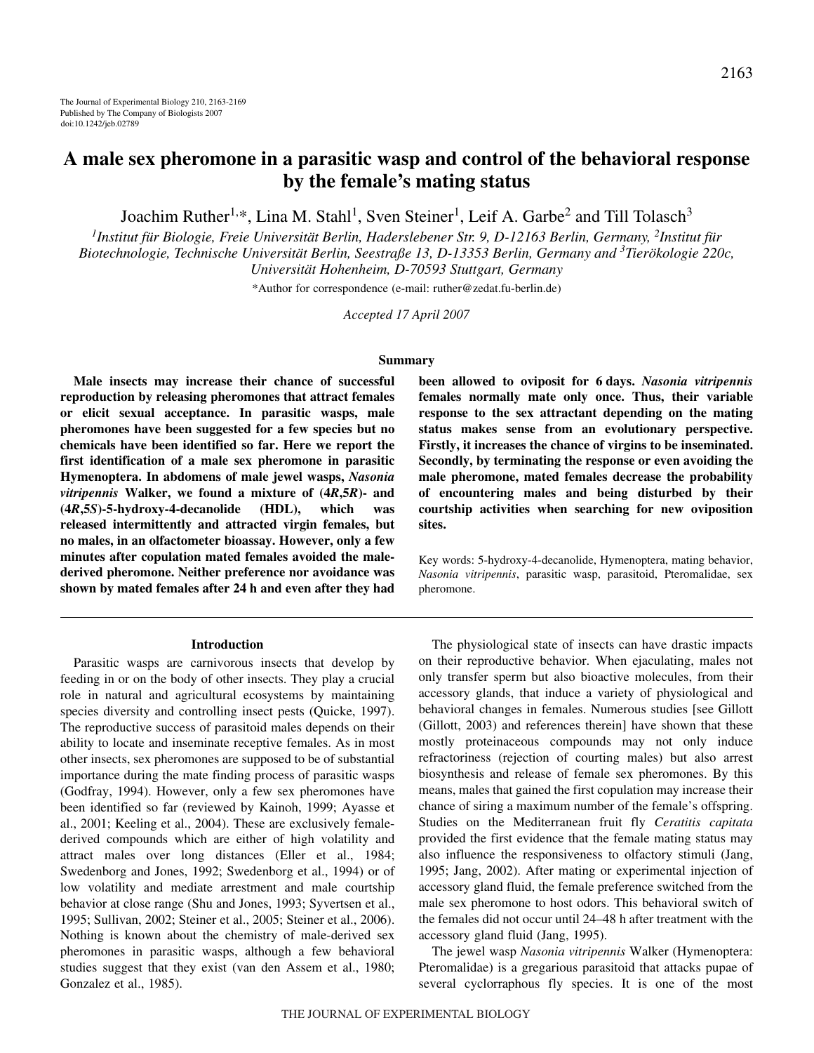# A male sex pheromone in a parasitic wasp and control of the behavioral response by the female's mating status

Joachim Ruther[1,*], Lina M. Stahl[1], Sven Steiner[1], Leif A. Garbe[2] and Till Tolasch[3]

[1]*Institut für Biologie, Freie Universität Berlin, Haderslebener Str. 9, D-12163 Berlin, Germany,* [2]*Institut für Biotechnologie, Technische Universität Berlin, Seestraße 13, D-13353 Berlin, Germany and* [3]*Tierökologie 220c, Universität Hohenheim, D-70593 Stuttgart, Germany*

*Author for correspondence (e-mail: ruther@zedat.fu-berlin.de)

*Accepted 17 April 2007*

## Summary

**Male insects may increase their chance of successful reproduction by releasing pheromones that attract females or elicit sexual acceptance. In parasitic wasps, male pheromones have been suggested for a few species but no chemicals have been identified so far. Here we report the first identification of a male sex pheromone in parasitic Hymenoptera. In abdomens of male jewel wasps, *Nasonia vitripennis* Walker, we found a mixture of (4*R*,5*R*)- and (4*R*,5*S*)-5-hydroxy-4-decanolide (HDL), which was released intermittently and attracted virgin females, but no males, in an olfactometer bioassay. However, only a few minutes after copulation mated females avoided the male-derived pheromone. Neither preference nor avoidance was shown by mated females after 24 h and even after they had been allowed to oviposit for 6 days. *Nasonia vitripennis* females normally mate only once. Thus, their variable response to the sex attractant depending on the mating status makes sense from an evolutionary perspective. Firstly, it increases the chance of virgins to be inseminated. Secondly, by terminating the response or even avoiding the male pheromone, mated females decrease the probability of encountering males and being disturbed by their courtship activities when searching for new oviposition sites.**

Key words: 5-hydroxy-4-decanolide, Hymenoptera, mating behavior, *Nasonia vitripennis*, parasitic wasp, parasitoid, Pteromalidae, sex pheromone.

## Introduction

Parasitic wasps are carnivorous insects that develop by feeding in or on the body of other insects. They play a crucial role in natural and agricultural ecosystems by maintaining species diversity and controlling insect pests (Quicke, 1997). The reproductive success of parasitoid males depends on their ability to locate and inseminate receptive females. As in most other insects, sex pheromones are supposed to be of substantial importance during the mate finding process of parasitic wasps (Godfray, 1994). However, only a few sex pheromones have been identified so far (reviewed by Kainoh, 1999; Ayasse et al., 2001; Keeling et al., 2004). These are exclusively female-derived compounds which are either of high volatility and attract males over long distances (Eller et al., 1984; Swedenborg and Jones, 1992; Swedenborg et al., 1994) or of low volatility and mediate arrestment and male courtship behavior at close range (Shu and Jones, 1993; Syvertsen et al., 1995; Sullivan, 2002; Steiner et al., 2005; Steiner et al., 2006). Nothing is known about the chemistry of male-derived sex pheromones in parasitic wasps, although a few behavioral studies suggest that they exist (van den Assem et al., 1980; Gonzalez et al., 1985).

The physiological state of insects can have drastic impacts on their reproductive behavior. When ejaculating, males not only transfer sperm but also bioactive molecules, from their accessory glands, that induce a variety of physiological and behavioral changes in females. Numerous studies [see Gillott (Gillott, 2003) and references therein] have shown that these mostly proteinaceous compounds may not only induce refractoriness (rejection of courting males) but also arrest biosynthesis and release of female sex pheromones. By this means, males that gained the first copulation may increase their chance of siring a maximum number of the female's offspring. Studies on the Mediterranean fruit fly *Ceratitis capitata* provided the first evidence that the female mating status may also influence the responsiveness to olfactory stimuli (Jang, 1995; Jang, 2002). After mating or experimental injection of accessory gland fluid, the female preference switched from the male sex pheromone to host odors. This behavioral switch of the females did not occur until 24–48 h after treatment with the accessory gland fluid (Jang, 1995).

The jewel wasp *Nasonia vitripennis* Walker (Hymenoptera: Pteromalidae) is a gregarious parasitoid that attacks pupae of several cyclorraphous fly species. It is one of the most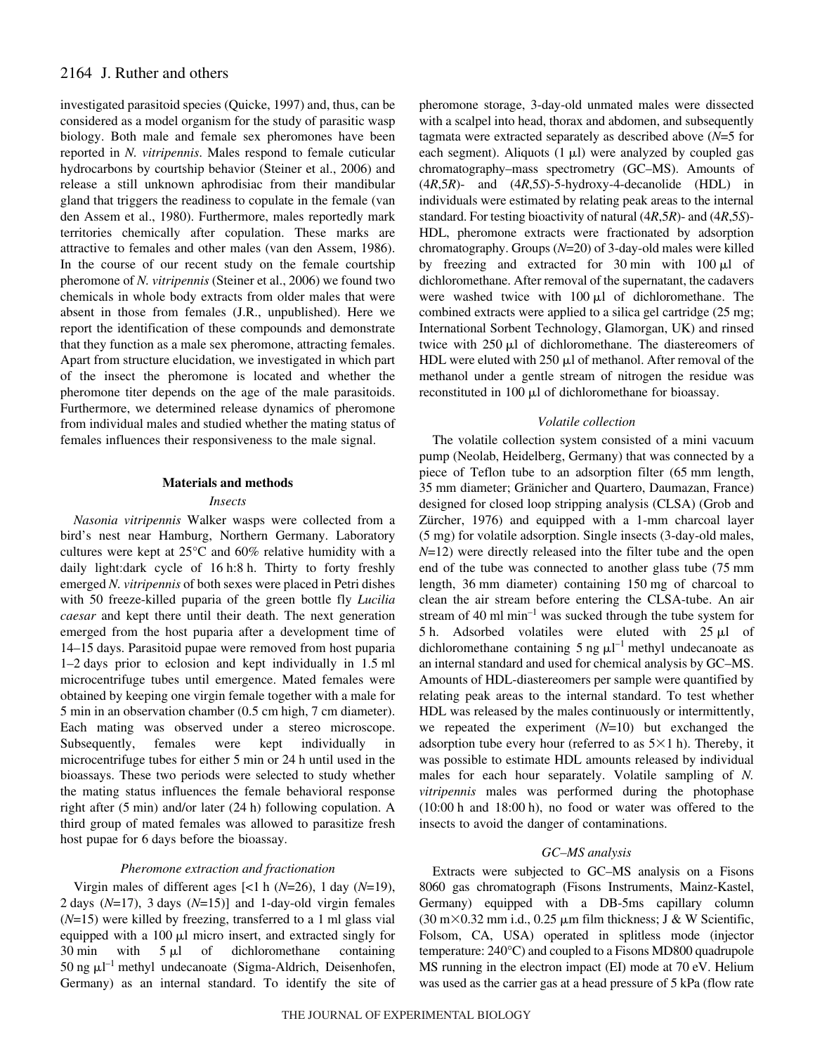investigated parasitoid species (Quicke, 1997) and, thus, can be considered as a model organism for the study of parasitic wasp biology. Both male and female sex pheromones have been reported in *N. vitripennis*. Males respond to female cuticular hydrocarbons by courtship behavior (Steiner et al., 2006) and release a still unknown aphrodisiac from their mandibular gland that triggers the readiness to copulate in the female (van den Assem et al., 1980). Furthermore, males reportedly mark territories chemically after copulation. These marks are attractive to females and other males (van den Assem, 1986). In the course of our recent study on the female courtship pheromone of *N. vitripennis* (Steiner et al., 2006) we found two chemicals in whole body extracts from older males that were absent in those from females (J.R., unpublished). Here we report the identification of these compounds and demonstrate that they function as a male sex pheromone, attracting females. Apart from structure elucidation, we investigated in which part of the insect the pheromone is located and whether the pheromone titer depends on the age of the male parasitoids. Furthermore, we determined release dynamics of pheromone from individual males and studied whether the mating status of females influences their responsiveness to the male signal.

## Materials and methods

### Insects

*Nasonia vitripennis* Walker wasps were collected from a bird's nest near Hamburg, Northern Germany. Laboratory cultures were kept at 25°C and 60% relative humidity with a daily light:dark cycle of 16 h:8 h. Thirty to forty freshly emerged *N. vitripennis* of both sexes were placed in Petri dishes with 50 freeze-killed puparia of the green bottle fly *Lucilia caesar* and kept there until their death. The next generation emerged from the host puparia after a development time of 14–15 days. Parasitoid pupae were removed from host puparia 1–2 days prior to eclosion and kept individually in 1.5 ml microcentrifuge tubes until emergence. Mated females were obtained by keeping one virgin female together with a male for 5 min in an observation chamber (0.5 cm high, 7 cm diameter). Each mating was observed under a stereo microscope. Subsequently, females were kept individually in microcentrifuge tubes for either 5 min or 24 h until used in the bioassays. These two periods were selected to study whether the mating status influences the female behavioral response right after (5 min) and/or later (24 h) following copulation. A third group of mated females was allowed to parasitize fresh host pupae for 6 days before the bioassay.

### Pheromone extraction and fractionation

Virgin males of different ages [<1 h (*N*=26), 1 day (*N*=19), 2 days (*N*=17), 3 days (*N*=15)] and 1-day-old virgin females (*N*=15) were killed by freezing, transferred to a 1 ml glass vial equipped with a 100 μl micro insert, and extracted singly for 30 min with 5 μl of dichloromethane containing 50 ng μl$^{-1}$ methyl undecanoate (Sigma-Aldrich, Deisenhofen, Germany) as an internal standard. To identify the site of pheromone storage, 3-day-old unmated males were dissected with a scalpel into head, thorax and abdomen, and subsequently tagmata were extracted separately as described above (*N*=5 for each segment). Aliquots (1 μl) were analyzed by coupled gas chromatography–mass spectrometry (GC–MS). Amounts of (4*R*,5*R*)- and (4*R*,5*S*)-5-hydroxy-4-decanolide (HDL) in individuals were estimated by relating peak areas to the internal standard. For testing bioactivity of natural (4*R*,5*R*)- and (4*R*,5*S*)-HDL, pheromone extracts were fractionated by adsorption chromatography. Groups (*N*=20) of 3-day-old males were killed by freezing and extracted for 30 min with 100 μl of dichloromethane. After removal of the supernatant, the cadavers were washed twice with 100 μl of dichloromethane. The combined extracts were applied to a silica gel cartridge (25 mg; International Sorbent Technology, Glamorgan, UK) and rinsed twice with 250 μl of dichloromethane. The diastereomers of HDL were eluted with 250 μl of methanol. After removal of the methanol under a gentle stream of nitrogen the residue was reconstituted in 100 μl of dichloromethane for bioassay.

### Volatile collection

The volatile collection system consisted of a mini vacuum pump (Neolab, Heidelberg, Germany) that was connected by a piece of Teflon tube to an adsorption filter (65 mm length, 35 mm diameter; Gränicher and Quartero, Daumazan, France) designed for closed loop stripping analysis (CLSA) (Grob and Zürcher, 1976) and equipped with a 1-mm charcoal layer (5 mg) for volatile adsorption. Single insects (3-day-old males, *N*=12) were directly released into the filter tube and the open end of the tube was connected to another glass tube (75 mm length, 36 mm diameter) containing 150 mg of charcoal to clean the air stream before entering the CLSA-tube. An air stream of 40 ml min$^{-1}$ was sucked through the tube system for 5 h. Adsorbed volatiles were eluted with 25 μl of dichloromethane containing 5 ng μl$^{-1}$ methyl undecanoate as an internal standard and used for chemical analysis by GC–MS. Amounts of HDL-diastereomers per sample were quantified by relating peak areas to the internal standard. To test whether HDL was released by the males continuously or intermittently, we repeated the experiment (*N*=10) but exchanged the adsorption tube every hour (referred to as 5×1 h). Thereby, it was possible to estimate HDL amounts released by individual males for each hour separately. Volatile sampling of *N. vitripennis* males was performed during the photophase (10:00 h and 18:00 h), no food or water was offered to the insects to avoid the danger of contaminations.

### GC–MS analysis

Extracts were subjected to GC–MS analysis on a Fisons 8060 gas chromatograph (Fisons Instruments, Mainz-Kastel, Germany) equipped with a DB-5ms capillary column (30 m×0.32 mm i.d., 0.25 μm film thickness; J & W Scientific, Folsom, CA, USA) operated in splitless mode (injector temperature: 240°C) and coupled to a Fisons MD800 quadrupole MS running in the electron impact (EI) mode at 70 eV. Helium was used as the carrier gas at a head pressure of 5 kPa (flow rate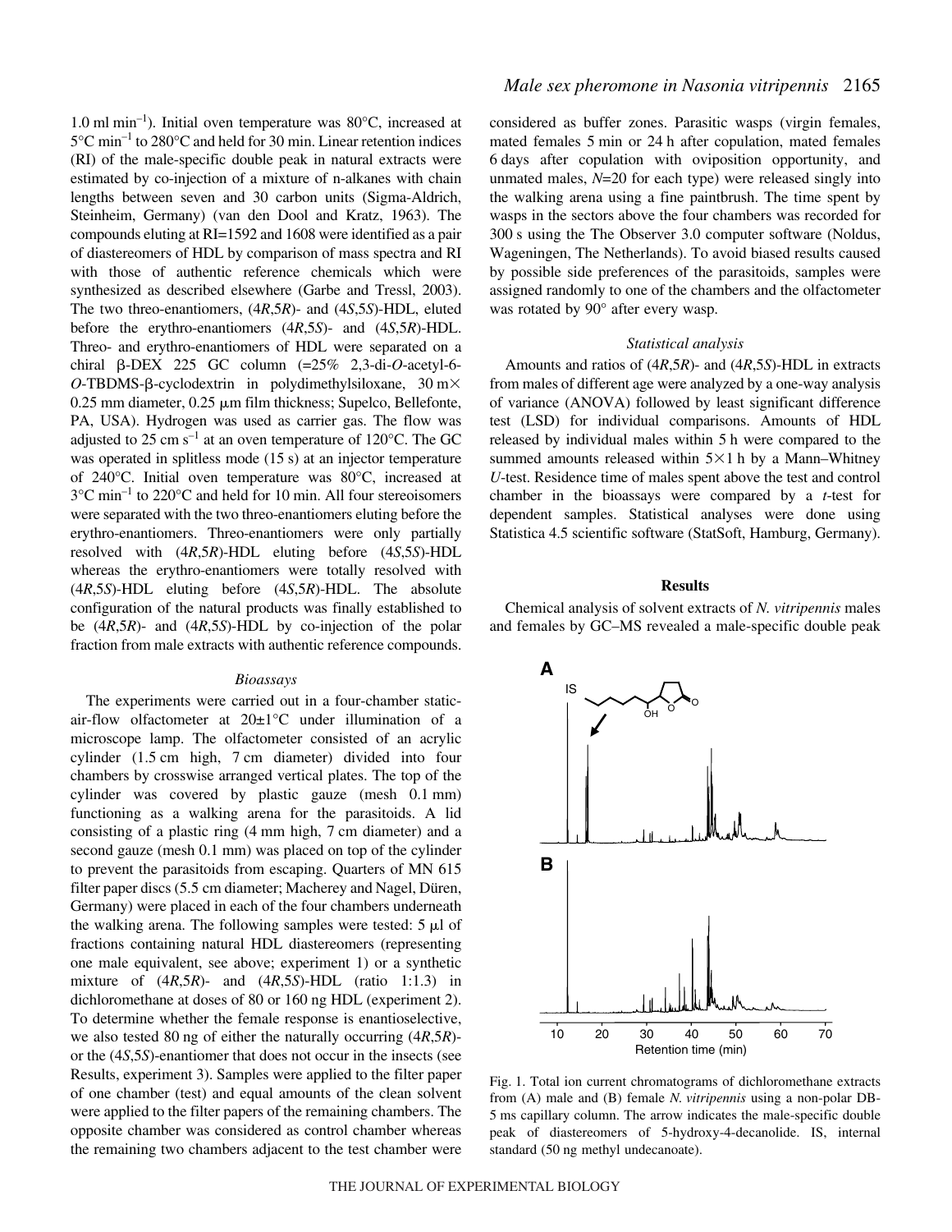1.0 ml min$^{-1}$). Initial oven temperature was 80°C, increased at 5°C min$^{-1}$ to 280°C and held for 30 min. Linear retention indices (RI) of the male-specific double peak in natural extracts were estimated by co-injection of a mixture of n-alkanes with chain lengths between seven and 30 carbon units (Sigma-Aldrich, Steinheim, Germany) (van den Dool and Kratz, 1963). The compounds eluting at RI=1592 and 1608 were identified as a pair of diastereomers of HDL by comparison of mass spectra and RI with those of authentic reference chemicals which were synthesized as described elsewhere (Garbe and Tressl, 2003). The two threo-enantiomers, (4*R*,5*R*)- and (4*S*,5*S*)-HDL, eluted before the erythro-enantiomers (4*R*,5*S*)- and (4*S*,5*R*)-HDL. Threo- and erythro-enantiomers of HDL were separated on a chiral β-DEX 225 GC column (=25% 2,3-di-*O*-acetyl-6-*O*-TBDMS-β-cyclodextrin in polydimethylsiloxane, 30 m× 0.25 mm diameter, 0.25 μm film thickness; Supelco, Bellefonte, PA, USA). Hydrogen was used as carrier gas. The flow was adjusted to 25 cm s$^{-1}$ at an oven temperature of 120°C. The GC was operated in splitless mode (15 s) at an injector temperature of 240°C. Initial oven temperature was 80°C, increased at 3°C min$^{-1}$ to 220°C and held for 10 min. All four stereoisomers were separated with the two threo-enantiomers eluting before the erythro-enantiomers. Threo-enantiomers were only partially resolved with (4*R*,5*R*)-HDL eluting before (4*S*,5*S*)-HDL whereas the erythro-enantiomers were totally resolved with (4*R*,5*S*)-HDL eluting before (4*S*,5*R*)-HDL. The absolute configuration of the natural products was finally established to be (4*R*,5*R*)- and (4*R*,5*S*)-HDL by co-injection of the polar fraction from male extracts with authentic reference compounds.

### *Bioassays*

The experiments were carried out in a four-chamber static-air-flow olfactometer at 20±1°C under illumination of a microscope lamp. The olfactometer consisted of an acrylic cylinder (1.5 cm high, 7 cm diameter) divided into four chambers by crosswise arranged vertical plates. The top of the cylinder was covered by plastic gauze (mesh 0.1 mm) functioning as a walking arena for the parasitoids. A lid consisting of a plastic ring (4 mm high, 7 cm diameter) and a second gauze (mesh 0.1 mm) was placed on top of the cylinder to prevent the parasitoids from escaping. Quarters of MN 615 filter paper discs (5.5 cm diameter; Macherey and Nagel, Düren, Germany) were placed in each of the four chambers underneath the walking arena. The following samples were tested: 5 μl of fractions containing natural HDL diastereomers (representing one male equivalent, see above; experiment 1) or a synthetic mixture of (4*R*,5*R*)- and (4*R*,5*S*)-HDL (ratio 1:1.3) in dichloromethane at doses of 80 or 160 ng HDL (experiment 2). To determine whether the female response is enantioselective, we also tested 80 ng of either the naturally occurring (4*R*,5*R*)- or the (4*S*,5*S*)-enantiomer that does not occur in the insects (see Results, experiment 3). Samples were applied to the filter paper of one chamber (test) and equal amounts of the clean solvent were applied to the filter papers of the remaining chambers. The opposite chamber was considered as control chamber whereas the remaining two chambers adjacent to the test chamber were considered as buffer zones. Parasitic wasps (virgin females, mated females 5 min or 24 h after copulation, mated females 6 days after copulation with oviposition opportunity, and unmated males, *N*=20 for each type) were released singly into the walking arena using a fine paintbrush. The time spent by wasps in the sectors above the four chambers was recorded for 300 s using the The Observer 3.0 computer software (Noldus, Wageningen, The Netherlands). To avoid biased results caused by possible side preferences of the parasitoids, samples were assigned randomly to one of the chambers and the olfactometer was rotated by 90° after every wasp.

### *Statistical analysis*

Amounts and ratios of (4*R*,5*R*)- and (4*R*,5*S*)-HDL in extracts from males of different age were analyzed by a one-way analysis of variance (ANOVA) followed by least significant difference test (LSD) for individual comparisons. Amounts of HDL released by individual males within 5 h were compared to the summed amounts released within 5×1 h by a Mann–Whitney *U*-test. Residence time of males spent above the test and control chamber in the bioassays were compared by a *t*-test for dependent samples. Statistical analyses were done using Statistica 4.5 scientific software (StatSoft, Hamburg, Germany).

## Results

Chemical analysis of solvent extracts of *N. vitripennis* males and females by GC–MS revealed a male-specific double peak

Fig. 1. Total ion current chromatograms of dichloromethane extracts from (A) male and (B) female *N. vitripennis* using a non-polar DB-5 ms capillary column. The arrow indicates the male-specific double peak of diastereomers of 5-hydroxy-4-decanolide. IS, internal standard (50 ng methyl undecanoate).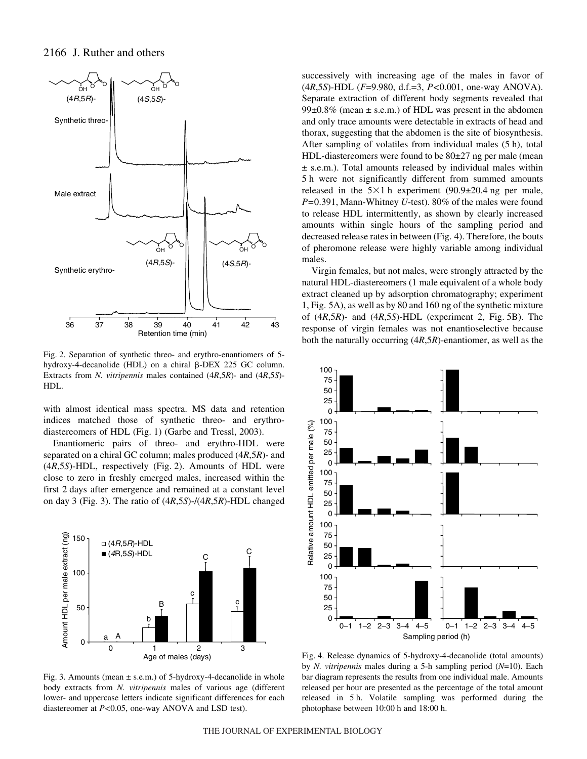Fig. 2. Separation of synthetic threo- and erythro-enantiomers of 5-hydroxy-4-decanolide (HDL) on a chiral β-DEX 225 GC column. Extracts from *N. vitripennis* males contained (4*R*,5*R*)- and (4*R*,5*S*)-HDL.

with almost identical mass spectra. MS data and retention indices matched those of synthetic threo- and erythro-diastereomers of HDL (Fig. 1) (Garbe and Tressl, 2003).

Enantiomeric pairs of threo- and erythro-HDL were separated on a chiral GC column; males produced (4*R*,5*R*)- and (4*R*,5*S*)-HDL, respectively (Fig. 2). Amounts of HDL were close to zero in freshly emerged males, increased within the first 2 days after emergence and remained at a constant level on day 3 (Fig. 3). The ratio of (4*R*,5*S*)-/(4*R*,5*R*)-HDL changed successively with increasing age of the males in favor of (4*R*,5*S*)-HDL ($F$=9.980, d.f.=3, $P$<0.001, one-way ANOVA). Separate extraction of different body segments revealed that 99±0.8% (mean ± s.e.m.) of HDL was present in the abdomen and only trace amounts were detectable in extracts of head and thorax, suggesting that the abdomen is the site of biosynthesis. After sampling of volatiles from individual males (5 h), total HDL-diastereomers were found to be 80±27 ng per male (mean ± s.e.m.). Total amounts released by individual males within 5 h were not significantly different from summed amounts released in the 5×1 h experiment (90.9±20.4 ng per male, $P$=0.391, Mann-Whitney $U$-test). 80% of the males were found to release HDL intermittently, as shown by clearly increased amounts within single hours of the sampling period and decreased release rates in between (Fig. 4). Therefore, the bouts of pheromone release were highly variable among individual males.

Virgin females, but not males, were strongly attracted by the natural HDL-diastereomers (1 male equivalent of a whole body extract cleaned up by adsorption chromatography; experiment 1, Fig. 5A), as well as by 80 and 160 ng of the synthetic mixture of (4*R*,5*R*)- and (4*R*,5*S*)-HDL (experiment 2, Fig. 5B). The response of virgin females was not enantioselective because both the naturally occurring (4*R*,5*R*)-enantiomer, as well as the

Fig. 3. Amounts (mean ± s.e.m.) of 5-hydroxy-4-decanolide in whole body extracts from *N. vitripennis* males of various age (different lower- and uppercase letters indicate significant differences for each diastereomer at $P$<0.05, one-way ANOVA and LSD test).

Fig. 4. Release dynamics of 5-hydroxy-4-decanolide (total amounts) by *N. vitripennis* males during a 5-h sampling period ($N$=10). Each bar diagram represents the results from one individual male. Amounts released per hour are presented as the percentage of the total amount released in 5 h. Volatile sampling was performed during the photophase between 10:00 h and 18:00 h.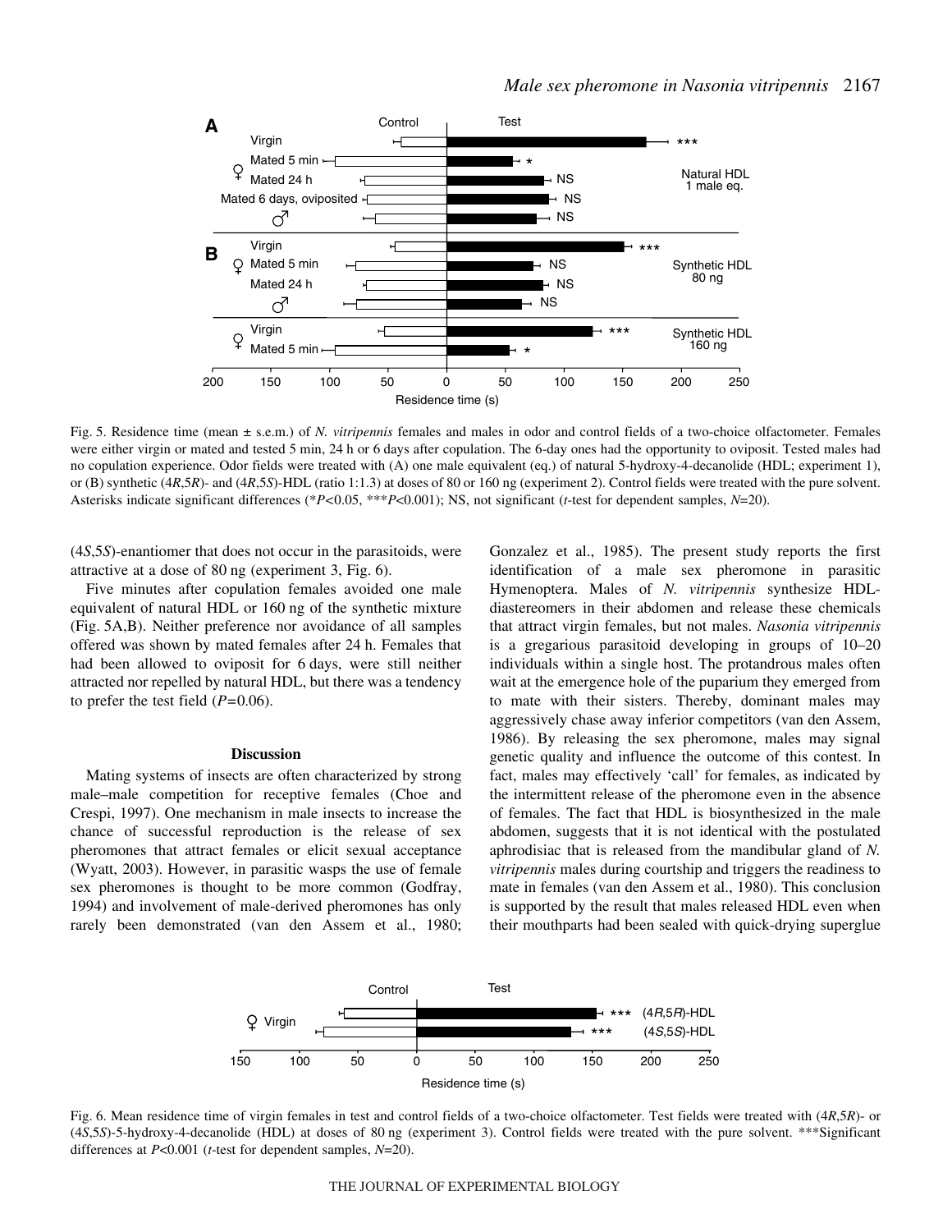Fig. 5. Residence time (mean ± s.e.m.) of *N. vitripennis* females and males in odor and control fields of a two-choice olfactometer. Females were either virgin or mated and tested 5 min, 24 h or 6 days after copulation. The 6-day ones had the opportunity to oviposit. Tested males had no copulation experience. Odor fields were treated with (A) one male equivalent (eq.) of natural 5-hydroxy-4-decanolide (HDL; experiment 1), or (B) synthetic (4*R*,5*R*)- and (4*R*,5*S*)-HDL (ratio 1:1.3) at doses of 80 or 160 ng (experiment 2). Control fields were treated with the pure solvent. Asterisks indicate significant differences (*$P<0.05$, ***$P<0.001$); NS, not significant (*t*-test for dependent samples, $N=20$).

(4*S*,5*S*)-enantiomer that does not occur in the parasitoids, were attractive at a dose of 80 ng (experiment 3, Fig. 6).

Five minutes after copulation females avoided one male equivalent of natural HDL or 160 ng of the synthetic mixture (Fig. 5A,B). Neither preference nor avoidance of all samples offered was shown by mated females after 24 h. Females that had been allowed to oviposit for 6 days, were still neither attracted nor repelled by natural HDL, but there was a tendency to prefer the test field ($P=0.06$).

## Discussion

Mating systems of insects are often characterized by strong male–male competition for receptive females (Choe and Crespi, 1997). One mechanism in male insects to increase the chance of successful reproduction is the release of sex pheromones that attract females or elicit sexual acceptance (Wyatt, 2003). However, in parasitic wasps the use of female sex pheromones is thought to be more common (Godfray, 1994) and involvement of male-derived pheromones has only rarely been demonstrated (van den Assem et al., 1980; Gonzalez et al., 1985). The present study reports the first identification of a male sex pheromone in parasitic Hymenoptera. Males of *N. vitripennis* synthesize HDL-diastereomers in their abdomen and release these chemicals that attract virgin females, but not males. *Nasonia vitripennis* is a gregarious parasitoid developing in groups of 10–20 individuals within a single host. The protandrous males often wait at the emergence hole of the puparium they emerged from to mate with their sisters. Thereby, dominant males may aggressively chase away inferior competitors (van den Assem, 1986). By releasing the sex pheromone, males may signal genetic quality and influence the outcome of this contest. In fact, males may effectively 'call' for females, as indicated by the intermittent release of the pheromone even in the absence of females. The fact that HDL is biosynthesized in the male abdomen, suggests that it is not identical with the postulated aphrodisiac that is released from the mandibular gland of *N. vitripennis* males during courtship and triggers the readiness to mate in females (van den Assem et al., 1980). This conclusion is supported by the result that males released HDL even when their mouthparts had been sealed with quick-drying superglue

Fig. 6. Mean residence time of virgin females in test and control fields of a two-choice olfactometer. Test fields were treated with (4*R*,5*R*)- or (4*S*,5*S*)-5-hydroxy-4-decanolide (HDL) at doses of 80 ng (experiment 3). Control fields were treated with the pure solvent. ***Significant differences at $P<0.001$ (*t*-test for dependent samples, $N=20$).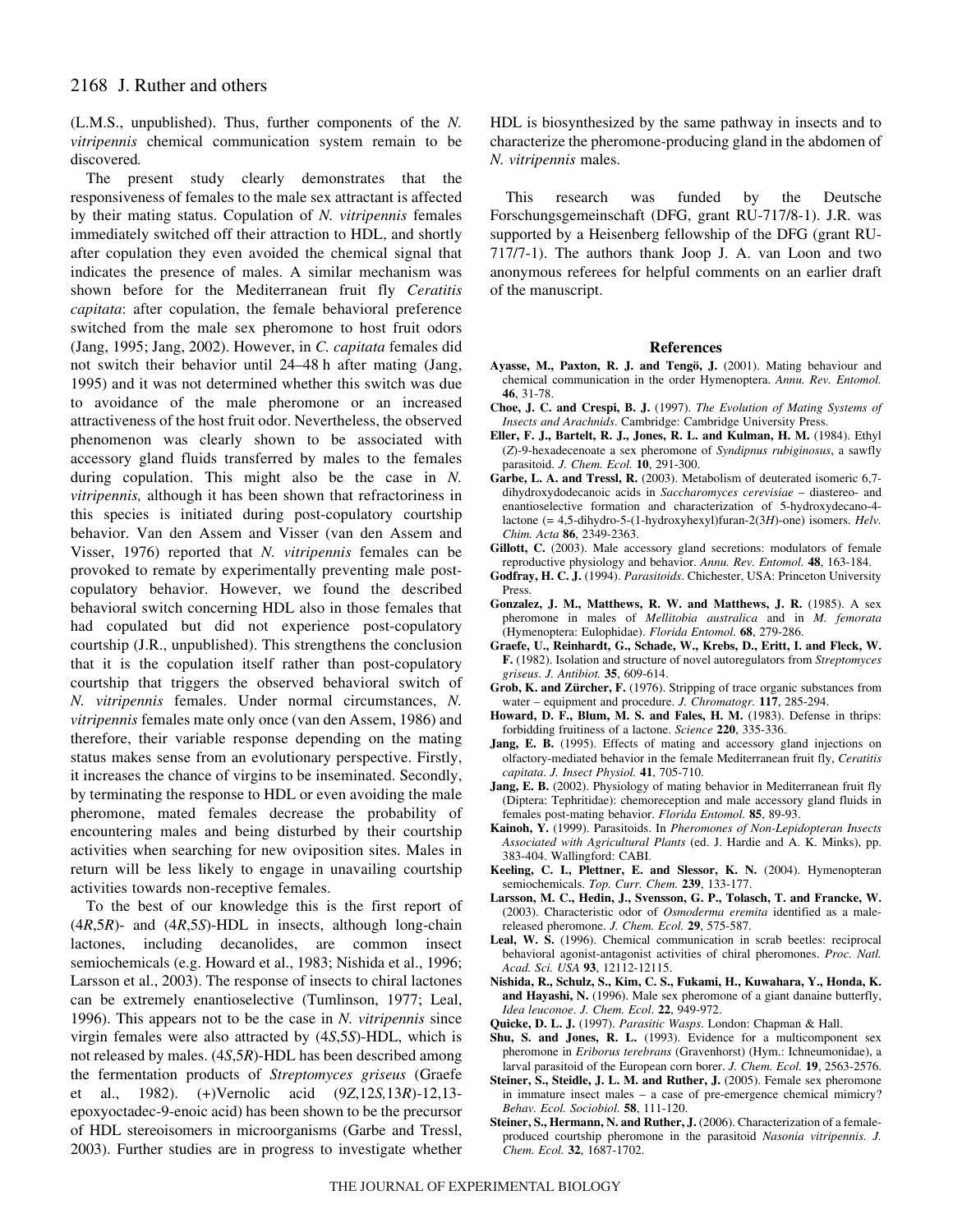(L.M.S., unpublished). Thus, further components of the *N. vitripennis* chemical communication system remain to be discovered.

The present study clearly demonstrates that the responsiveness of females to the male sex attractant is affected by their mating status. Copulation of *N. vitripennis* females immediately switched off their attraction to HDL, and shortly after copulation they even avoided the chemical signal that indicates the presence of males. A similar mechanism was shown before for the Mediterranean fruit fly *Ceratitis capitata*: after copulation, the female behavioral preference switched from the male sex pheromone to host fruit odors (Jang, 1995; Jang, 2002). However, in *C. capitata* females did not switch their behavior until 24–48 h after mating (Jang, 1995) and it was not determined whether this switch was due to avoidance of the male pheromone or an increased attractiveness of the host fruit odor. Nevertheless, the observed phenomenon was clearly shown to be associated with accessory gland fluids transferred by males to the females during copulation. This might also be the case in *N. vitripennis,* although it has been shown that refractoriness in this species is initiated during post-copulatory courtship behavior. Van den Assem and Visser (van den Assem and Visser, 1976) reported that *N. vitripennis* females can be provoked to remate by experimentally preventing male post-copulatory behavior. However, we found the described behavioral switch concerning HDL also in those females that had copulated but did not experience post-copulatory courtship (J.R., unpublished). This strengthens the conclusion that it is the copulation itself rather than post-copulatory courtship that triggers the observed behavioral switch of *N. vitripennis* females. Under normal circumstances, *N. vitripennis* females mate only once (van den Assem, 1986) and therefore, their variable response depending on the mating status makes sense from an evolutionary perspective. Firstly, it increases the chance of virgins to be inseminated. Secondly, by terminating the response to HDL or even avoiding the male pheromone, mated females decrease the probability of encountering males and being disturbed by their courtship activities when searching for new oviposition sites. Males in return will be less likely to engage in unavailing courtship activities towards non-receptive females.

To the best of our knowledge this is the first report of (4*R*,5*R*)- and (4*R*,5*S*)-HDL in insects, although long-chain lactones, including decanolides, are common insect semiochemicals (e.g. Howard et al., 1983; Nishida et al., 1996; Larsson et al., 2003). The response of insects to chiral lactones can be extremely enantioselective (Tumlinson, 1977; Leal, 1996). This appears not to be the case in *N. vitripennis* since virgin females were also attracted by (4*S*,5*S*)-HDL, which is not released by males. (4*S*,5*R*)-HDL has been described among the fermentation products of *Streptomyces griseus* (Graefe et al., 1982). (+)Vernolic acid (9*Z*,12*S,*13*R*)-12,13-epoxyoctadec-9-enoic acid) has been shown to be the precursor of HDL stereoisomers in microorganisms (Garbe and Tressl, 2003). Further studies are in progress to investigate whether HDL is biosynthesized by the same pathway in insects and to characterize the pheromone-producing gland in the abdomen of *N. vitripennis* males.

This research was funded by the Deutsche Forschungsgemeinschaft (DFG, grant RU-717/8-1). J.R. was supported by a Heisenberg fellowship of the DFG (grant RU-717/7-1). The authors thank Joop J. A. van Loon and two anonymous referees for helpful comments on an earlier draft of the manuscript.

## References

**Ayasse, M., Paxton, R. J. and Tengö, J.** (2001). Mating behaviour and chemical communication in the order Hymenoptera. *Annu. Rev. Entomol.* **46**, 31-78.

**Choe, J. C. and Crespi, B. J.** (1997). *The Evolution of Mating Systems of Insects and Arachnids*. Cambridge: Cambridge University Press.

**Eller, F. J., Bartelt, R. J., Jones, R. L. and Kulman, H. M.** (1984). Ethyl (*Z*)-9-hexadecenoate a sex pheromone of *Syndipnus rubiginosus*, a sawfly parasitoid. *J. Chem. Ecol.* **10**, 291-300.

**Garbe, L. A. and Tressl, R.** (2003). Metabolism of deuterated isomeric 6,7-dihydroxydodecanoic acids in *Saccharomyces cerevisiae* – diastereo- and enantioselective formation and characterization of 5-hydroxydecano-4-lactone (= 4,5-dihydro-5-(1-hydroxyhexyl)furan-2(3*H*)-one) isomers. *Helv. Chim. Acta* **86**, 2349-2363.

**Gillott, C.** (2003). Male accessory gland secretions: modulators of female reproductive physiology and behavior. *Annu. Rev. Entomol.* **48**, 163-184.

**Godfray, H. C. J.** (1994). *Parasitoids*. Chichester, USA: Princeton University Press.

**Gonzalez, J. M., Matthews, R. W. and Matthews, J. R.** (1985). A sex pheromone in males of *Mellitobia australica* and in *M. femorata* (Hymenoptera: Eulophidae). *Florida Entomol.* **68**, 279-286.

**Graefe, U., Reinhardt, G., Schade, W., Krebs, D., Eritt, I. and Fleck, W. F.** (1982). Isolation and structure of novel autoregulators from *Streptomyces griseus*. *J. Antibiot.* **35**, 609-614.

**Grob, K. and Zürcher, F.** (1976). Stripping of trace organic substances from water – equipment and procedure. *J. Chromatogr.* **117**, 285-294.

**Howard, D. F., Blum, M. S. and Fales, H. M.** (1983). Defense in thrips: forbidding fruitiness of a lactone. *Science* **220**, 335-336.

**Jang, E. B.** (1995). Effects of mating and accessory gland injections on olfactory-mediated behavior in the female Mediterranean fruit fly, *Ceratitis capitata*. *J. Insect Physiol.* **41**, 705-710.

**Jang, E. B.** (2002). Physiology of mating behavior in Mediterranean fruit fly (Diptera: Tephritidae): chemoreception and male accessory gland fluids in females post-mating behavior. *Florida Entomol.* **85**, 89-93.

**Kainoh, Y.** (1999). Parasitoids. In *Pheromones of Non-Lepidopteran Insects Associated with Agricultural Plants* (ed. J. Hardie and A. K. Minks), pp. 383-404. Wallingford: CABI.

**Keeling, C. I., Plettner, E. and Slessor, K. N.** (2004). Hymenopteran semiochemicals. *Top. Curr. Chem.* **239**, 133-177.

**Larsson, M. C., Hedin, J., Svensson, G. P., Tolasch, T. and Francke, W.** (2003). Characteristic odor of *Osmoderma eremita* identified as a male-released pheromone. *J. Chem. Ecol.* **29**, 575-587.

**Leal, W. S.** (1996). Chemical communication in scrab beetles: reciprocal behavioral agonist-antagonist activities of chiral pheromones. *Proc. Natl. Acad. Sci. USA* **93**, 12112-12115.

**Nishida, R., Schulz, S., Kim, C. S., Fukami, H., Kuwahara, Y., Honda, K. and Hayashi, N.** (1996). Male sex pheromone of a giant danaine butterfly, *Idea leuconoe*. *J. Chem. Ecol.* **22**, 949-972.

**Quicke, D. L. J.** (1997). *Parasitic Wasps*. London: Chapman & Hall.

**Shu, S. and Jones, R. L.** (1993). Evidence for a multicomponent sex pheromone in *Eriborus terebrans* (Gravenhorst) (Hym.: Ichneumonidae), a larval parasitoid of the European corn borer. *J. Chem. Ecol.* **19**, 2563-2576.

**Steiner, S., Steidle, J. L. M. and Ruther, J.** (2005). Female sex pheromone in immature insect males – a case of pre-emergence chemical mimicry? *Behav. Ecol. Sociobiol.* **58**, 111-120.

**Steiner, S., Hermann, N. and Ruther, J.** (2006). Characterization of a female-produced courtship pheromone in the parasitoid *Nasonia vitripennis*. *J. Chem. Ecol.* **32**, 1687-1702.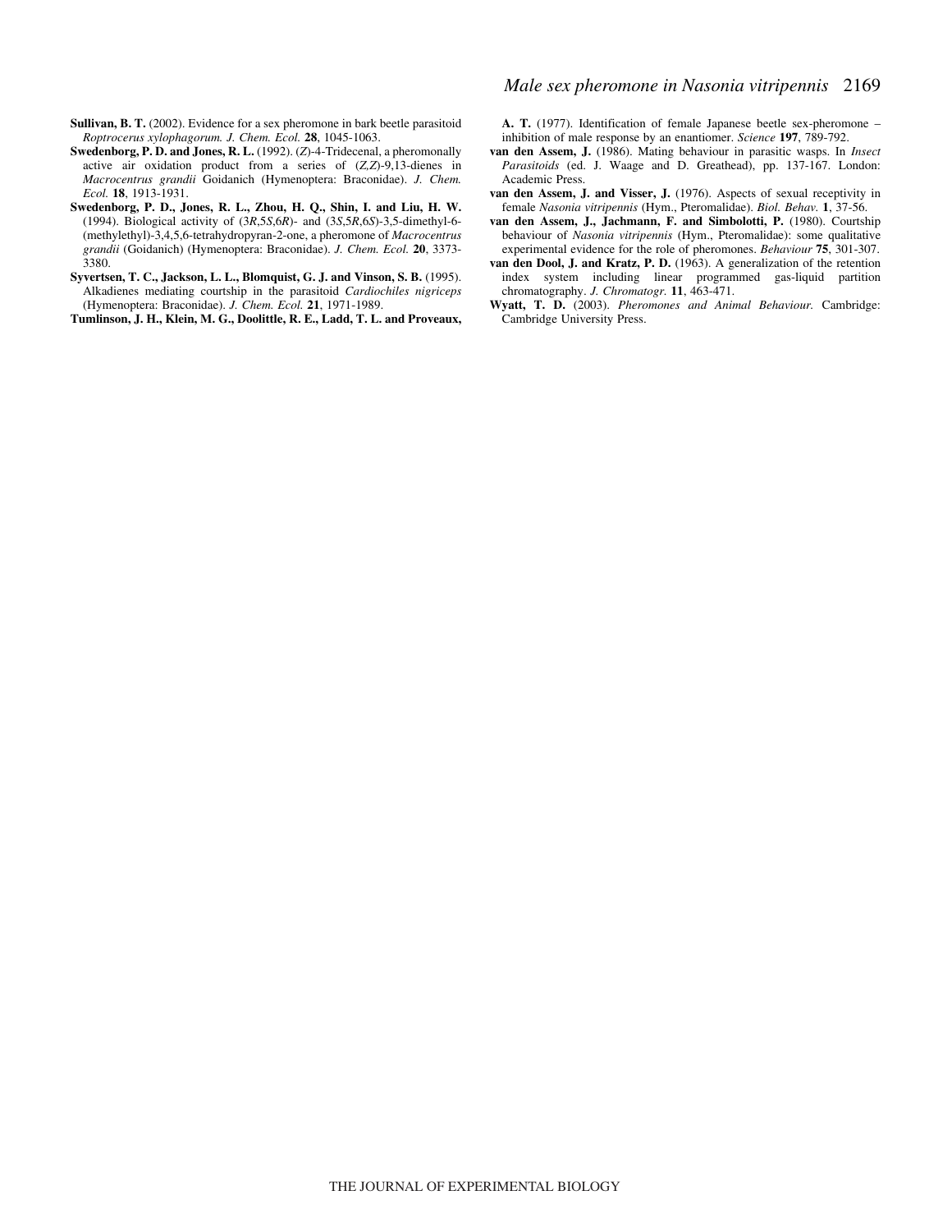**Sullivan, B. T.** (2002). Evidence for a sex pheromone in bark beetle parasitoid *Roptrocerus xylophagorum*. *J. Chem. Ecol.* **28**, 1045-1063.

**Swedenborg, P. D. and Jones, R. L.** (1992). (*Z*)-4-Tridecenal, a pheromonally active air oxidation product from a series of (*Z*,*Z*)-9,13-dienes in *Macrocentrus grandii* Goidanich (Hymenoptera: Braconidae). *J. Chem. Ecol.* **18**, 1913-1931.

**Swedenborg, P. D., Jones, R. L., Zhou, H. Q., Shin, I. and Liu, H. W.** (1994). Biological activity of (3*R*,5*S*,6*R*)- and (3*S*,5*R*,6*S*)-3,5-dimethyl-6-(methylethyl)-3,4,5,6-tetrahydropyran-2-one, a pheromone of *Macrocentrus grandii* (Goidanich) (Hymenoptera: Braconidae). *J. Chem. Ecol.* **20**, 3373-3380.

**Syvertsen, T. C., Jackson, L. L., Blomquist, G. J. and Vinson, S. B.** (1995). Alkadienes mediating courtship in the parasitoid *Cardiochiles nigriceps* (Hymenoptera: Braconidae). *J. Chem. Ecol.* **21**, 1971-1989.

**Tumlinson, J. H., Klein, M. G., Doolittle, R. E., Ladd, T. L. and Proveaux, A. T.** (1977). Identification of female Japanese beetle sex-pheromone – inhibition of male response by an enantiomer. *Science* **197**, 789-792.

**van den Assem, J.** (1986). Mating behaviour in parasitic wasps. In *Insect Parasitoids* (ed. J. Waage and D. Greathead), pp. 137-167. London: Academic Press.

**van den Assem, J. and Visser, J.** (1976). Aspects of sexual receptivity in female *Nasonia vitripennis* (Hym., Pteromalidae). *Biol. Behav.* **1**, 37-56.

**van den Assem, J., Jachmann, F. and Simbolotti, P.** (1980). Courtship behaviour of *Nasonia vitripennis* (Hym., Pteromalidae): some qualitative experimental evidence for the role of pheromones. *Behaviour* **75**, 301-307.

**van den Dool, J. and Kratz, P. D.** (1963). A generalization of the retention index system including linear programmed gas-liquid partition chromatography. *J. Chromatogr.* **11**, 463-471.

**Wyatt, T. D.** (2003). *Pheromones and Animal Behaviour.* Cambridge: Cambridge University Press.